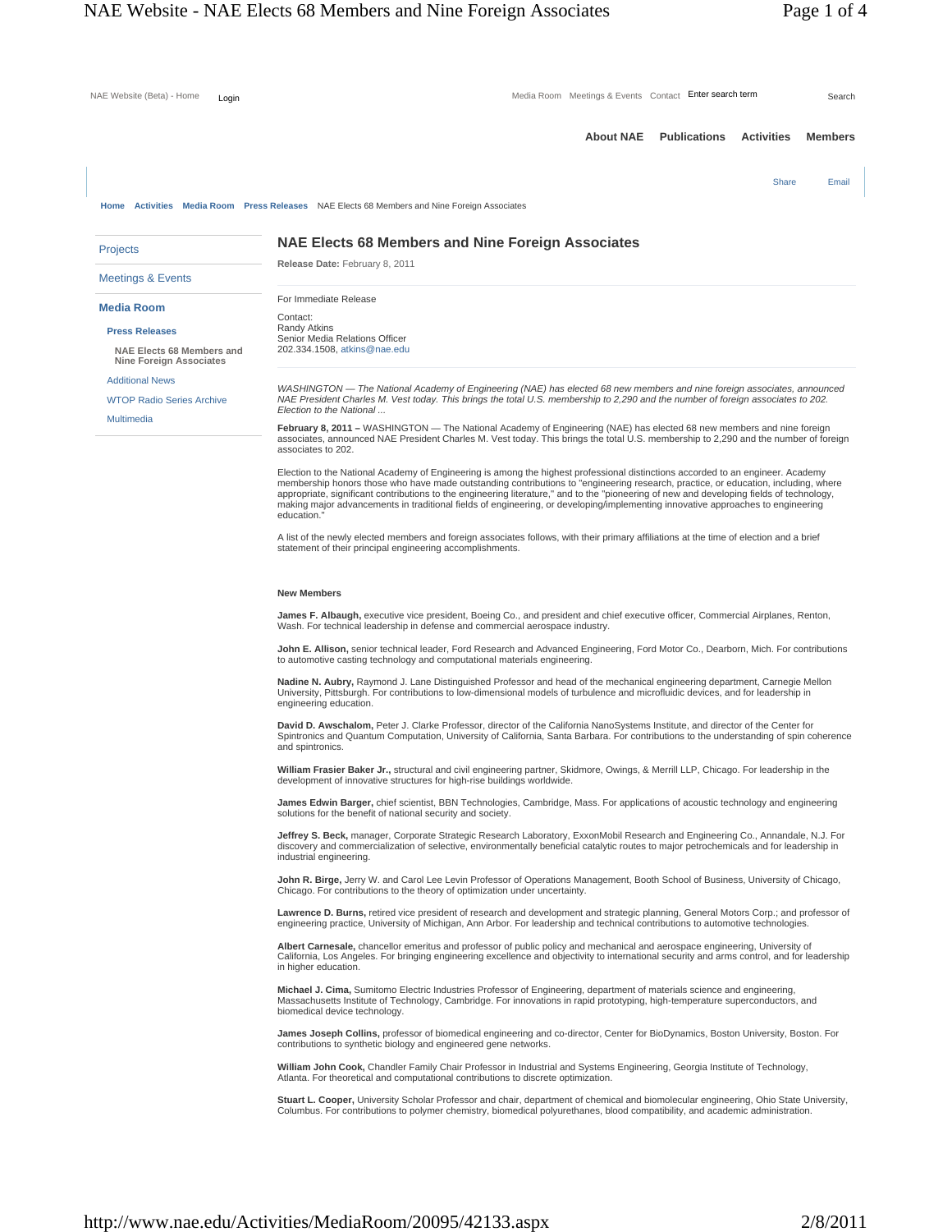NAE Website (Beta) - Home Login Media Room Meetings & Events Contact Enter search term Search

About NAE Publications Activities Members

Share Email

Home Activities Media Room Press Releases NAE Elects 68 Members and Nine Foreign Associates

- Projects
- Meetings & Events
- **Media Room**
  - Press Releases
    - NAE Elects 68 Members and Nine Foreign Associates
  - Additional News
  - WTOP Radio Series Archive
  - Multimedia

# NAE Elects 68 Members and Nine Foreign Associates

**Release Date:** February 8, 2011

For Immediate Release

Contact:
Randy Atkins
Senior Media Relations Officer
202.334.1508, atkins@nae.edu

*WASHINGTON — The National Academy of Engineering (NAE) has elected 68 new members and nine foreign associates, announced NAE President Charles M. Vest today. This brings the total U.S. membership to 2,290 and the number of foreign associates to 202. Election to the National ...*

**February 8, 2011 –** WASHINGTON — The National Academy of Engineering (NAE) has elected 68 new members and nine foreign associates, announced NAE President Charles M. Vest today. This brings the total U.S. membership to 2,290 and the number of foreign associates to 202.

Election to the National Academy of Engineering is among the highest professional distinctions accorded to an engineer. Academy membership honors those who have made outstanding contributions to "engineering research, practice, or education, including, where appropriate, significant contributions to the engineering literature," and to the "pioneering of new and developing fields of technology, making major advancements in traditional fields of engineering, or developing/implementing innovative approaches to engineering education."

A list of the newly elected members and foreign associates follows, with their primary affiliations at the time of election and a brief statement of their principal engineering accomplishments.

**New Members**

**James F. Albaugh,** executive vice president, Boeing Co., and president and chief executive officer, Commercial Airplanes, Renton, Wash. For technical leadership in defense and commercial aerospace industry.

**John E. Allison,** senior technical leader, Ford Research and Advanced Engineering, Ford Motor Co., Dearborn, Mich. For contributions to automotive casting technology and computational materials engineering.

**Nadine N. Aubry,** Raymond J. Lane Distinguished Professor and head of the mechanical engineering department, Carnegie Mellon University, Pittsburgh. For contributions to low-dimensional models of turbulence and microfluidic devices, and for leadership in engineering education.

**David D. Awschalom,** Peter J. Clarke Professor, director of the California NanoSystems Institute, and director of the Center for Spintronics and Quantum Computation, University of California, Santa Barbara. For contributions to the understanding of spin coherence and spintronics.

**William Frasier Baker Jr.,** structural and civil engineering partner, Skidmore, Owings, & Merrill LLP, Chicago. For leadership in the development of innovative structures for high-rise buildings worldwide.

**James Edwin Barger,** chief scientist, BBN Technologies, Cambridge, Mass. For applications of acoustic technology and engineering solutions for the benefit of national security and society.

**Jeffrey S. Beck,** manager, Corporate Strategic Research Laboratory, ExxonMobil Research and Engineering Co., Annandale, N.J. For discovery and commercialization of selective, environmentally beneficial catalytic routes to major petrochemicals and for leadership in industrial engineering.

**John R. Birge,** Jerry W. and Carol Lee Levin Professor of Operations Management, Booth School of Business, University of Chicago, Chicago. For contributions to the theory of optimization under uncertainty.

**Lawrence D. Burns,** retired vice president of research and development and strategic planning, General Motors Corp.; and professor of engineering practice, University of Michigan, Ann Arbor. For leadership and technical contributions to automotive technologies.

**Albert Carnesale,** chancellor emeritus and professor of public policy and mechanical and aerospace engineering, University of California, Los Angeles. For bringing engineering excellence and objectivity to international security and arms control, and for leadership in higher education.

**Michael J. Cima,** Sumitomo Electric Industries Professor of Engineering, department of materials science and engineering, Massachusetts Institute of Technology, Cambridge. For innovations in rapid prototyping, high-temperature superconductors, and biomedical device technology.

**James Joseph Collins,** professor of biomedical engineering and co-director, Center for BioDynamics, Boston University, Boston. For contributions to synthetic biology and engineered gene networks.

**William John Cook,** Chandler Family Chair Professor in Industrial and Systems Engineering, Georgia Institute of Technology, Atlanta. For theoretical and computational contributions to discrete optimization.

**Stuart L. Cooper,** University Scholar Professor and chair, department of chemical and biomolecular engineering, Ohio State University, Columbus. For contributions to polymer chemistry, biomedical polyurethanes, blood compatibility, and academic administration.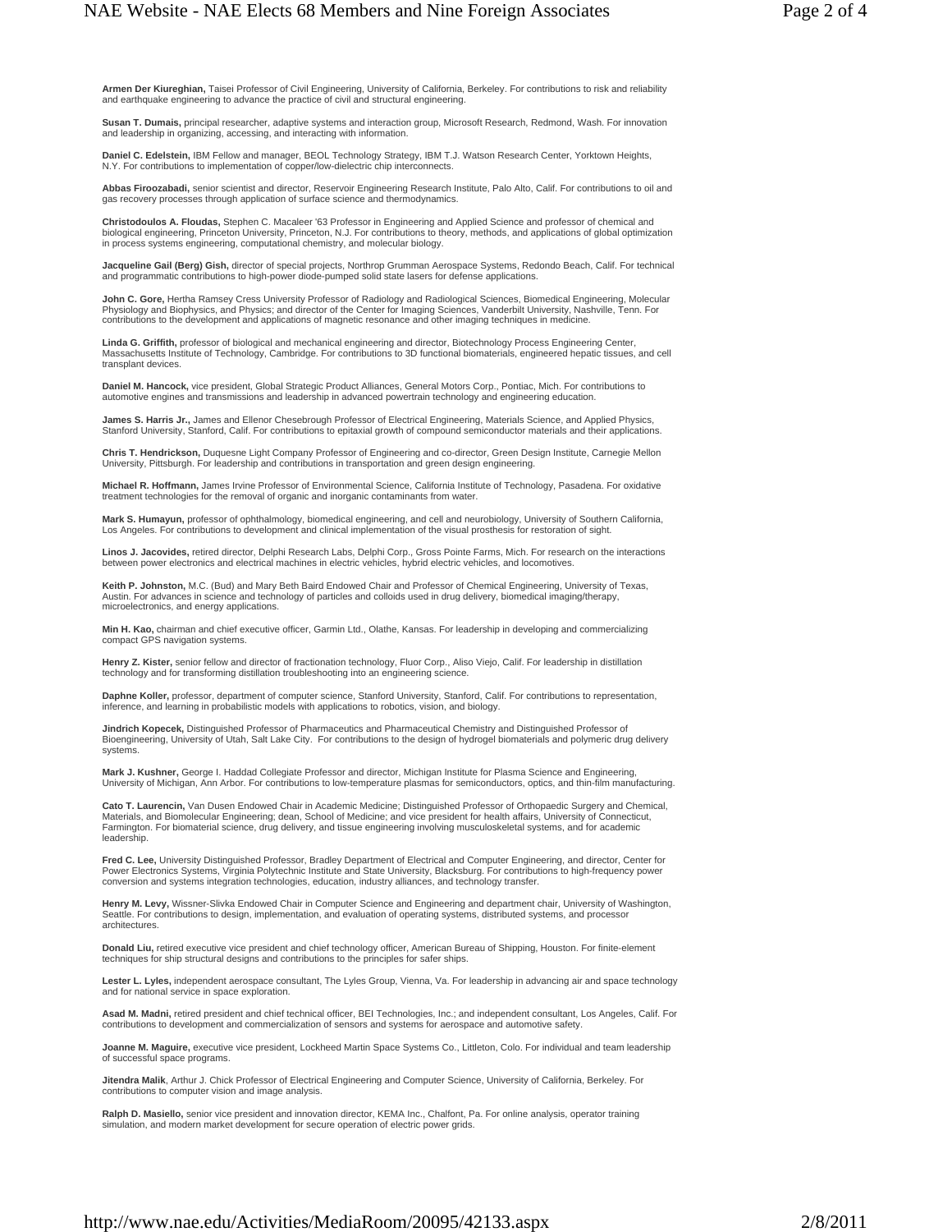**Armen Der Kiureghian,** Taisei Professor of Civil Engineering, University of California, Berkeley. For contributions to risk and reliability and earthquake engineering to advance the practice of civil and structural engineering.

**Susan T. Dumais,** principal researcher, adaptive systems and interaction group, Microsoft Research, Redmond, Wash. For innovation and leadership in organizing, accessing, and interacting with information.

**Daniel C. Edelstein,** IBM Fellow and manager, BEOL Technology Strategy, IBM T.J. Watson Research Center, Yorktown Heights, N.Y. For contributions to implementation of copper/low-dielectric chip interconnects.

**Abbas Firoozabadi,** senior scientist and director, Reservoir Engineering Research Institute, Palo Alto, Calif. For contributions to oil and gas recovery processes through application of surface science and thermodynamics.

**Christodoulos A. Floudas,** Stephen C. Macaleer '63 Professor in Engineering and Applied Science and professor of chemical and biological engineering, Princeton University, Princeton, N.J. For contributions to theory, methods, and applications of global optimization in process systems engineering, computational chemistry, and molecular biology.

**Jacqueline Gail (Berg) Gish,** director of special projects, Northrop Grumman Aerospace Systems, Redondo Beach, Calif. For technical and programmatic contributions to high-power diode-pumped solid state lasers for defense applications.

**John C. Gore,** Hertha Ramsey Cress University Professor of Radiology and Radiological Sciences, Biomedical Engineering, Molecular Physiology and Biophysics, and Physics; and director of the Center for Imaging Sciences, Vanderbilt University, Nashville, Tenn. For contributions to the development and applications of magnetic resonance and other imaging techniques in medicine.

**Linda G. Griffith,** professor of biological and mechanical engineering and director, Biotechnology Process Engineering Center, Massachusetts Institute of Technology, Cambridge. For contributions to 3D functional biomaterials, engineered hepatic tissues, and cell transplant devices.

**Daniel M. Hancock,** vice president, Global Strategic Product Alliances, General Motors Corp., Pontiac, Mich. For contributions to automotive engines and transmissions and leadership in advanced powertrain technology and engineering education.

**James S. Harris Jr.,** James and Ellenor Chesebrough Professor of Electrical Engineering, Materials Science, and Applied Physics, Stanford University, Stanford, Calif. For contributions to epitaxial growth of compound semiconductor materials and their applications.

**Chris T. Hendrickson,** Duquesne Light Company Professor of Engineering and co-director, Green Design Institute, Carnegie Mellon University, Pittsburgh. For leadership and contributions in transportation and green design engineering.

**Michael R. Hoffmann,** James Irvine Professor of Environmental Science, California Institute of Technology, Pasadena. For oxidative treatment technologies for the removal of organic and inorganic contaminants from water.

**Mark S. Humayun,** professor of ophthalmology, biomedical engineering, and cell and neurobiology, University of Southern California, Los Angeles. For contributions to development and clinical implementation of the visual prosthesis for restoration of sight.

**Linos J. Jacovides,** retired director, Delphi Research Labs, Delphi Corp., Gross Pointe Farms, Mich. For research on the interactions between power electronics and electrical machines in electric vehicles, hybrid electric vehicles, and locomotives.

**Keith P. Johnston,** M.C. (Bud) and Mary Beth Baird Endowed Chair and Professor of Chemical Engineering, University of Texas, Austin. For advances in science and technology of particles and colloids used in drug delivery, biomedical imaging/therapy, microelectronics, and energy applications.

**Min H. Kao,** chairman and chief executive officer, Garmin Ltd., Olathe, Kansas. For leadership in developing and commercializing compact GPS navigation systems.

**Henry Z. Kister,** senior fellow and director of fractionation technology, Fluor Corp., Aliso Viejo, Calif. For leadership in distillation technology and for transforming distillation troubleshooting into an engineering science.

**Daphne Koller,** professor, department of computer science, Stanford University, Stanford, Calif. For contributions to representation, inference, and learning in probabilistic models with applications to robotics, vision, and biology.

**Jindrich Kopecek,** Distinguished Professor of Pharmaceutics and Pharmaceutical Chemistry and Distinguished Professor of Bioengineering, University of Utah, Salt Lake City. For contributions to the design of hydrogel biomaterials and polymeric drug delivery systems.

**Mark J. Kushner,** George I. Haddad Collegiate Professor and director, Michigan Institute for Plasma Science and Engineering, University of Michigan, Ann Arbor. For contributions to low-temperature plasmas for semiconductors, optics, and thin-film manufacturing.

**Cato T. Laurencin,** Van Dusen Endowed Chair in Academic Medicine; Distinguished Professor of Orthopaedic Surgery and Chemical, Materials, and Biomolecular Engineering; dean, School of Medicine; and vice president for health affairs, University of Connecticut, Farmington. For biomaterial science, drug delivery, and tissue engineering involving musculoskeletal systems, and for academic leadership.

**Fred C. Lee,** University Distinguished Professor, Bradley Department of Electrical and Computer Engineering, and director, Center for Power Electronics Systems, Virginia Polytechnic Institute and State University, Blacksburg. For contributions to high-frequency power conversion and systems integration technologies, education, industry alliances, and technology transfer.

**Henry M. Levy,** Wissner-Slivka Endowed Chair in Computer Science and Engineering and department chair, University of Washington, Seattle. For contributions to design, implementation, and evaluation of operating systems, distributed systems, and processor architectures.

**Donald Liu,** retired executive vice president and chief technology officer, American Bureau of Shipping, Houston. For finite-element techniques for ship structural designs and contributions to the principles for safer ships.

**Lester L. Lyles,** independent aerospace consultant, The Lyles Group, Vienna, Va. For leadership in advancing air and space technology and for national service in space exploration.

**Asad M. Madni,** retired president and chief technical officer, BEI Technologies, Inc.; and independent consultant, Los Angeles, Calif. For contributions to development and commercialization of sensors and systems for aerospace and automotive safety.

**Joanne M. Maguire,** executive vice president, Lockheed Martin Space Systems Co., Littleton, Colo. For individual and team leadership of successful space programs.

**Jitendra Malik**, Arthur J. Chick Professor of Electrical Engineering and Computer Science, University of California, Berkeley. For contributions to computer vision and image analysis.

**Ralph D. Masiello,** senior vice president and innovation director, KEMA Inc., Chalfont, Pa. For online analysis, operator training simulation, and modern market development for secure operation of electric power grids.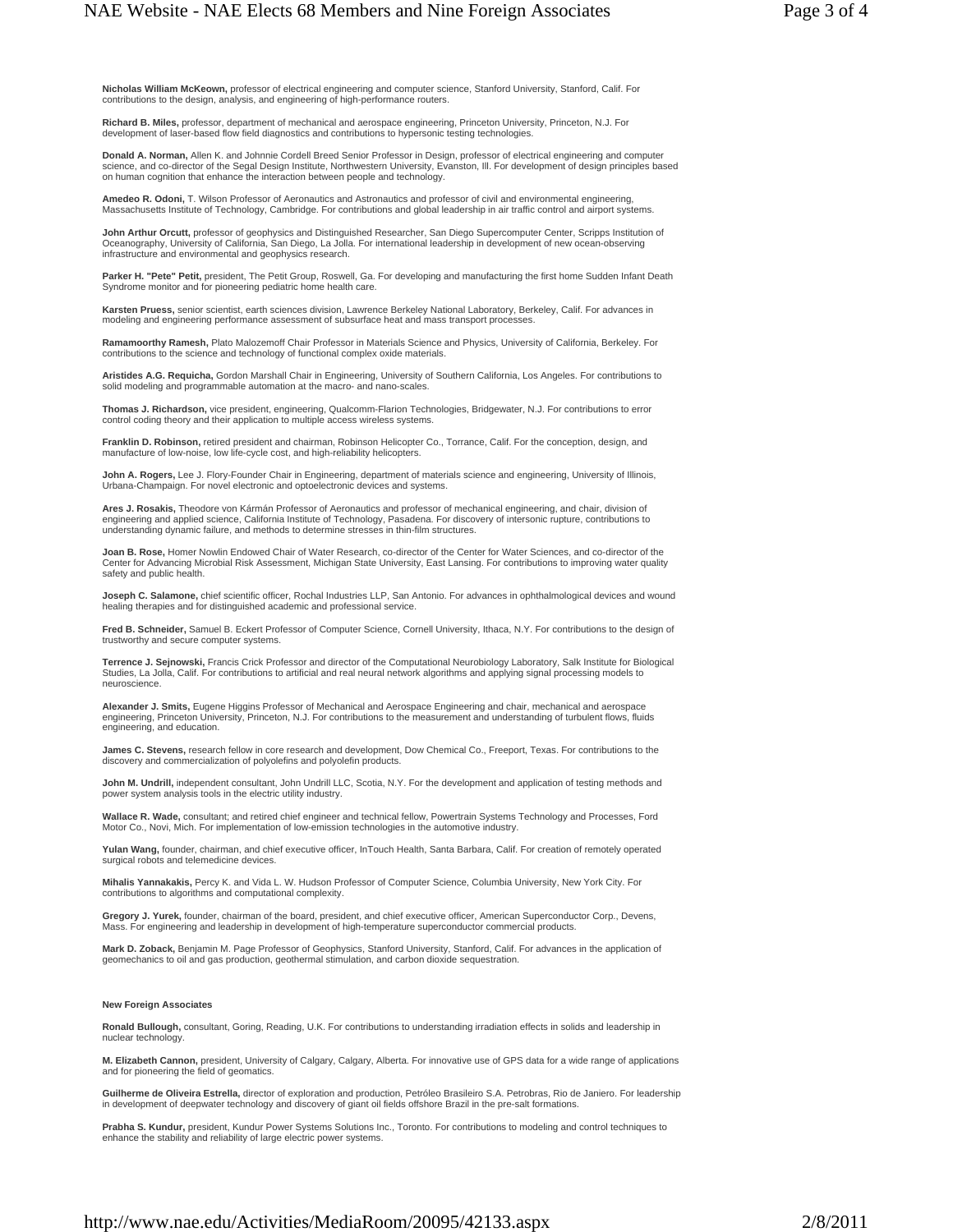**Nicholas William McKeown,** professor of electrical engineering and computer science, Stanford University, Stanford, Calif. For contributions to the design, analysis, and engineering of high-performance routers.

**Richard B. Miles,** professor, department of mechanical and aerospace engineering, Princeton University, Princeton, N.J. For development of laser-based flow field diagnostics and contributions to hypersonic testing technologies.

**Donald A. Norman,** Allen K. and Johnnie Cordell Breed Senior Professor in Design, professor of electrical engineering and computer science, and co-director of the Segal Design Institute, Northwestern University, Evanston, Ill. For development of design principles based on human cognition that enhance the interaction between people and technology.

**Amedeo R. Odoni,** T. Wilson Professor of Aeronautics and Astronautics and professor of civil and environmental engineering, Massachusetts Institute of Technology, Cambridge. For contributions and global leadership in air traffic control and airport systems.

**John Arthur Orcutt,** professor of geophysics and Distinguished Researcher, San Diego Supercomputer Center, Scripps Institution of Oceanography, University of California, San Diego, La Jolla. For international leadership in development of new ocean-observing infrastructure and environmental and geophysics research.

**Parker H. "Pete" Petit,** president, The Petit Group, Roswell, Ga. For developing and manufacturing the first home Sudden Infant Death Syndrome monitor and for pioneering pediatric home health care.

**Karsten Pruess,** senior scientist, earth sciences division, Lawrence Berkeley National Laboratory, Berkeley, Calif. For advances in modeling and engineering performance assessment of subsurface heat and mass transport processes.

**Ramamoorthy Ramesh,** Plato Malozemoff Chair Professor in Materials Science and Physics, University of California, Berkeley. For contributions to the science and technology of functional complex oxide materials.

**Aristides A.G. Requicha,** Gordon Marshall Chair in Engineering, University of Southern California, Los Angeles. For contributions to solid modeling and programmable automation at the macro- and nano-scales.

**Thomas J. Richardson,** vice president, engineering, Qualcomm-Flarion Technologies, Bridgewater, N.J. For contributions to error control coding theory and their application to multiple access wireless systems.

**Franklin D. Robinson,** retired president and chairman, Robinson Helicopter Co., Torrance, Calif. For the conception, design, and manufacture of low-noise, low life-cycle cost, and high-reliability helicopters.

**John A. Rogers,** Lee J. Flory-Founder Chair in Engineering, department of materials science and engineering, University of Illinois, Urbana-Champaign. For novel electronic and optoelectronic devices and systems.

**Ares J. Rosakis,** Theodore von Kármán Professor of Aeronautics and professor of mechanical engineering, and chair, division of engineering and applied science, California Institute of Technology, Pasadena. For discovery of intersonic rupture, contributions to understanding dynamic failure, and methods to determine stresses in thin-film structures.

**Joan B. Rose,** Homer Nowlin Endowed Chair of Water Research, co-director of the Center for Water Sciences, and co-director of the Center for Advancing Microbial Risk Assessment, Michigan State University, East Lansing. For contributions to improving water quality safety and public health.

**Joseph C. Salamone,** chief scientific officer, Rochal Industries LLP, San Antonio. For advances in ophthalmological devices and wound healing therapies and for distinguished academic and professional service.

**Fred B. Schneider,** Samuel B. Eckert Professor of Computer Science, Cornell University, Ithaca, N.Y. For contributions to the design of trustworthy and secure computer systems.

**Terrence J. Sejnowski,** Francis Crick Professor and director of the Computational Neurobiology Laboratory, Salk Institute for Biological Studies, La Jolla, Calif. For contributions to artificial and real neural network algorithms and applying signal processing models to neuroscience.

**Alexander J. Smits,** Eugene Higgins Professor of Mechanical and Aerospace Engineering and chair, mechanical and aerospace engineering, Princeton University, Princeton, N.J. For contributions to the measurement and understanding of turbulent flows, fluids engineering, and education.

**James C. Stevens,** research fellow in core research and development, Dow Chemical Co., Freeport, Texas. For contributions to the discovery and commercialization of polyolefins and polyolefin products.

**John M. Undrill,** independent consultant, John Undrill LLC, Scotia, N.Y. For the development and application of testing methods and power system analysis tools in the electric utility industry.

**Wallace R. Wade,** consultant; and retired chief engineer and technical fellow, Powertrain Systems Technology and Processes, Ford Motor Co., Novi, Mich. For implementation of low-emission technologies in the automotive industry.

**Yulan Wang,** founder, chairman, and chief executive officer, InTouch Health, Santa Barbara, Calif. For creation of remotely operated surgical robots and telemedicine devices.

**Mihalis Yannakakis,** Percy K. and Vida L. W. Hudson Professor of Computer Science, Columbia University, New York City. For contributions to algorithms and computational complexity.

**Gregory J. Yurek,** founder, chairman of the board, president, and chief executive officer, American Superconductor Corp., Devens, Mass. For engineering and leadership in development of high-temperature superconductor commercial products.

**Mark D. Zoback,** Benjamin M. Page Professor of Geophysics, Stanford University, Stanford, Calif. For advances in the application of geomechanics to oil and gas production, geothermal stimulation, and carbon dioxide sequestration.

**New Foreign Associates**

**Ronald Bullough,** consultant, Goring, Reading, U.K. For contributions to understanding irradiation effects in solids and leadership in nuclear technology.

**M. Elizabeth Cannon,** president, University of Calgary, Calgary, Alberta. For innovative use of GPS data for a wide range of applications and for pioneering the field of geomatics.

**Guilherme de Oliveira Estrella,** director of exploration and production, Petróleo Brasileiro S.A. Petrobras, Rio de Janiero. For leadership in development of deepwater technology and discovery of giant oil fields offshore Brazil in the pre-salt formations.

**Prabha S. Kundur,** president, Kundur Power Systems Solutions Inc., Toronto. For contributions to modeling and control techniques to enhance the stability and reliability of large electric power systems.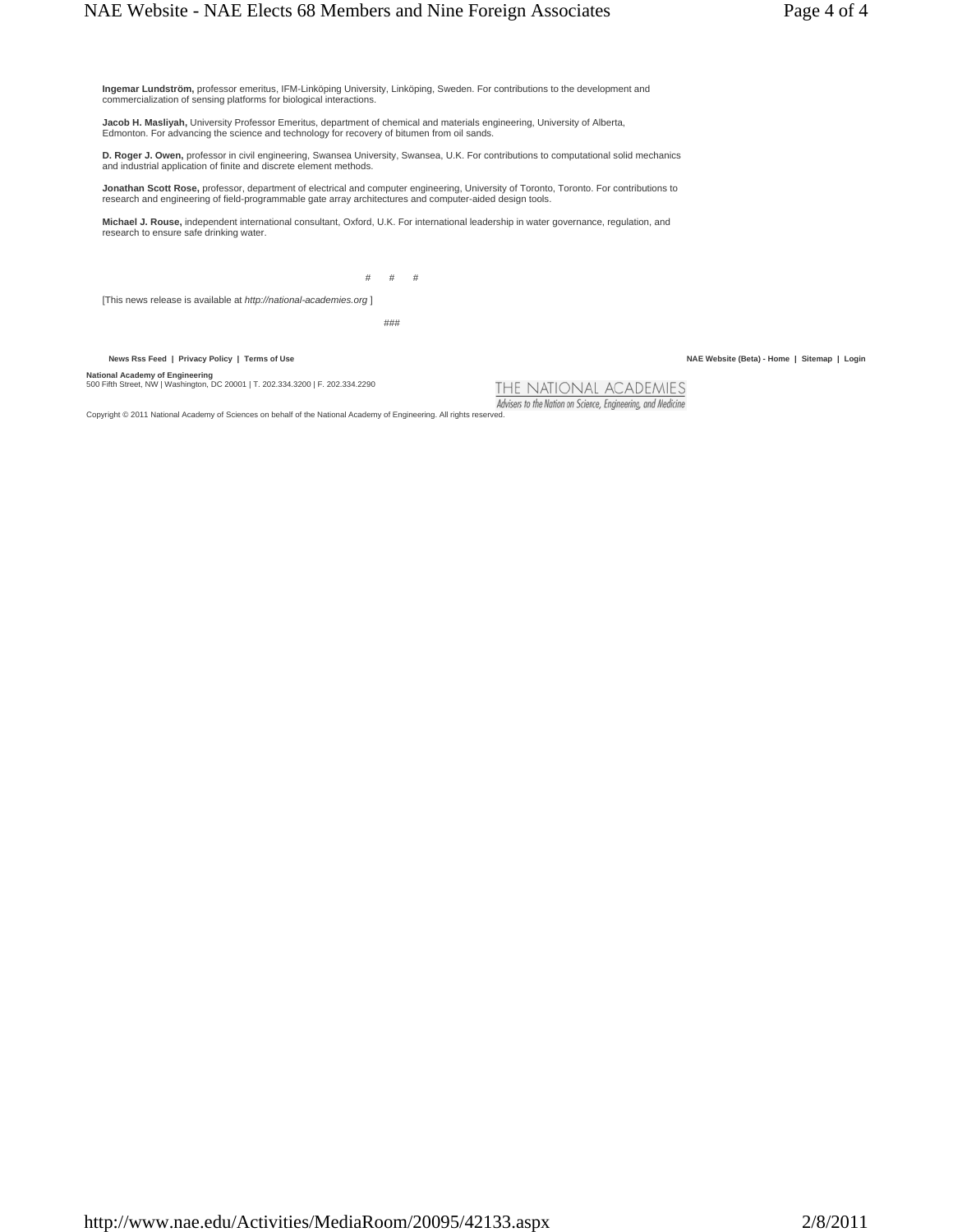**Ingemar Lundström,** professor emeritus, IFM-Linköping University, Linköping, Sweden. For contributions to the development and commercialization of sensing platforms for biological interactions.

**Jacob H. Masliyah,** University Professor Emeritus, department of chemical and materials engineering, University of Alberta, Edmonton. For advancing the science and technology for recovery of bitumen from oil sands.

**D. Roger J. Owen,** professor in civil engineering, Swansea University, Swansea, U.K. For contributions to computational solid mechanics and industrial application of finite and discrete element methods.

**Jonathan Scott Rose,** professor, department of electrical and computer engineering, University of Toronto, Toronto. For contributions to research and engineering of field-programmable gate array architectures and computer-aided design tools.

**Michael J. Rouse,** independent international consultant, Oxford, U.K. For international leadership in water governance, regulation, and research to ensure safe drinking water.

# # #

[This news release is available at *http://national-academies.org* ]

###

**News Rss Feed | Privacy Policy | Terms of Use**

**NAE Website (Beta) - Home | Sitemap | Login**

**National Academy of Engineering**
500 Fifth Street, NW | Washington, DC 20001 | T. 202.334.3200 | F. 202.334.2290

THE NATIONAL ACADEMIES
Advisers to the Nation on Science, Engineering, and Medicine

Copyright © 2011 National Academy of Sciences on behalf of the National Academy of Engineering. All rights reserved.